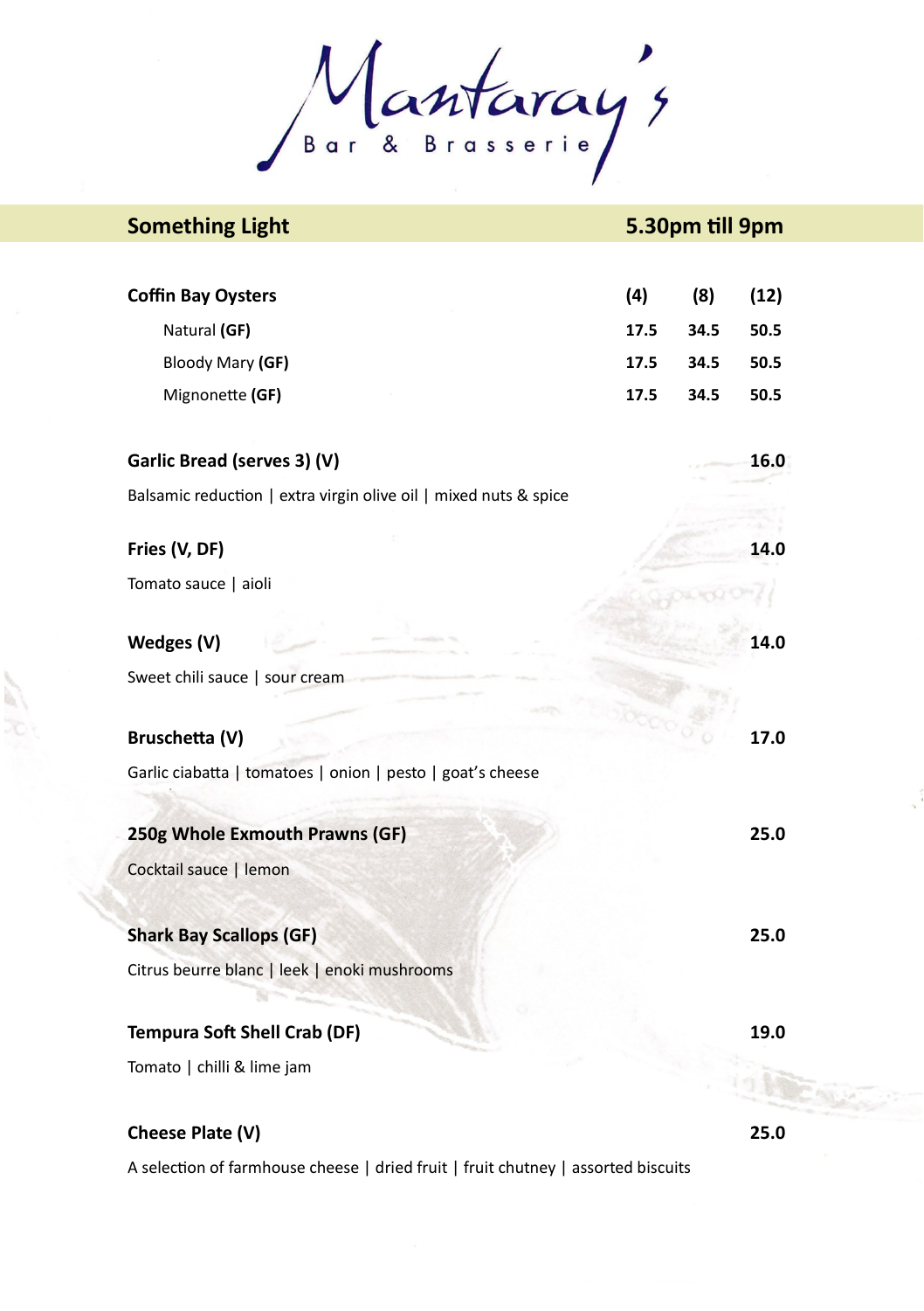# Mantaray's

Bar & Brasserie

## Something Light — 5.30pm till 9pm

| Coffin Bay Oysters | (4) | (8) | (12) |
| --- | --- | --- | --- |
| Natural **(GF)** | 17.5 | 34.5 | 50.5 |
| Bloody Mary **(GF)** | 17.5 | 34.5 | 50.5 |
| Mignonette **(GF)** | 17.5 | 34.5 | 50.5 |

**Garlic Bread (serves 3) (V)** — **16.0**

Balsamic reduction | extra virgin olive oil | mixed nuts & spice

**Fries (V, DF)** — **14.0**

Tomato sauce | aioli

**Wedges (V)** — **14.0**

Sweet chili sauce | sour cream

**Bruschetta (V)** — **17.0**

Garlic ciabatta | tomatoes | onion | pesto | goat's cheese

**250g Whole Exmouth Prawns (GF)** — **25.0**

Cocktail sauce | lemon

**Shark Bay Scallops (GF)** — **25.0**

Citrus beurre blanc | leek | enoki mushrooms

**Tempura Soft Shell Crab (DF)** — **19.0**

Tomato | chilli & lime jam

**Cheese Plate (V)** — **25.0**

A selection of farmhouse cheese | dried fruit | fruit chutney | assorted biscuits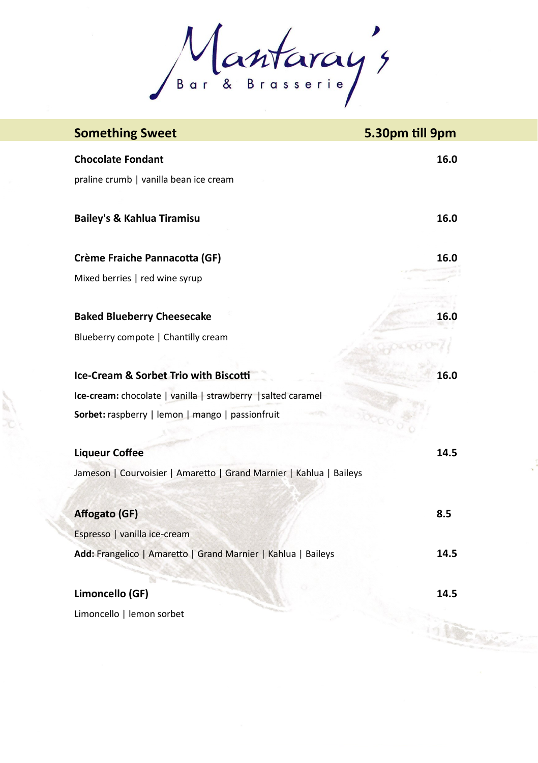# Mantaray's

Bar & Brasserie

## Something Sweet — 5.30pm till 9pm

**Chocolate Fondant** — **16.0**

praline crumb | vanilla bean ice cream

**Bailey's & Kahlua Tiramisu** — **16.0**

**Crème Fraiche Pannacotta (GF)** — **16.0**

Mixed berries | red wine syrup

**Baked Blueberry Cheesecake** — **16.0**

Blueberry compote | Chantilly cream

**Ice-Cream & Sorbet Trio with Biscotti** — **16.0**

**Ice-cream:** chocolate | vanilla | strawberry |salted caramel

**Sorbet:** raspberry | lemon | mango | passionfruit

**Liqueur Coffee** — **14.5**

Jameson | Courvoisier | Amaretto | Grand Marnier | Kahlua | Baileys

**Affogato (GF)** — **8.5**

Espresso | vanilla ice-cream

**Add:** Frangelico | Amaretto | Grand Marnier | Kahlua | Baileys — **14.5**

**Limoncello (GF)** — **14.5**

Limoncello | lemon sorbet